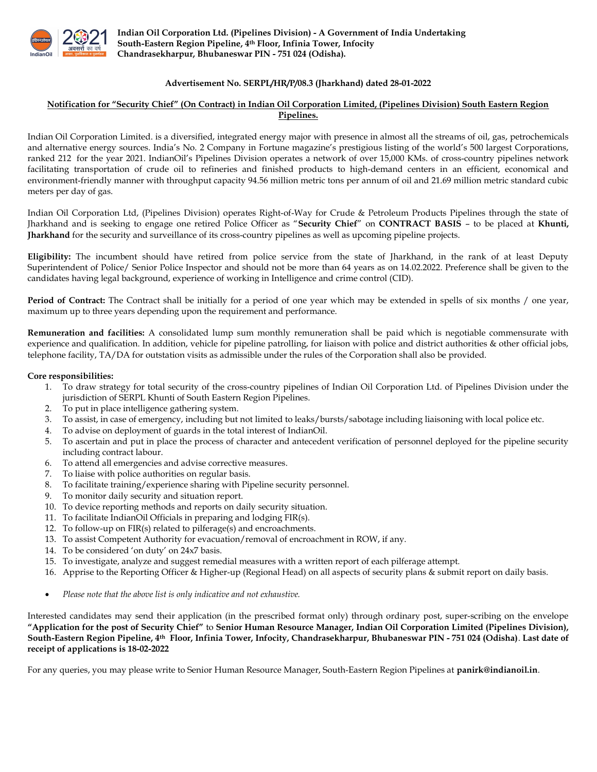**Indian Oil Corporation Ltd. (Pipelines Division) - A Government of India Undertaking**
**South-Eastern Region Pipeline, 4th Floor, Infinia Tower, Infocity**
**Chandrasekharpur, Bhubaneswar PIN - 751 024 (Odisha).**

**Advertisement No. SERPL/HR/P/08.3 (Jharkhand) dated 28-01-2022**

## Notification for "Security Chief" (On Contract) in Indian Oil Corporation Limited, (Pipelines Division) South Eastern Region Pipelines.

Indian Oil Corporation Limited. is a diversified, integrated energy major with presence in almost all the streams of oil, gas, petrochemicals and alternative energy sources. India's No. 2 Company in Fortune magazine's prestigious listing of the world's 500 largest Corporations, ranked 212 for the year 2021. IndianOil's Pipelines Division operates a network of over 15,000 KMs. of cross-country pipelines network facilitating transportation of crude oil to refineries and finished products to high-demand centers in an efficient, economical and environment-friendly manner with throughput capacity 94.56 million metric tons per annum of oil and 21.69 million metric standard cubic meters per day of gas.

Indian Oil Corporation Ltd, (Pipelines Division) operates Right-of-Way for Crude & Petroleum Products Pipelines through the state of Jharkhand and is seeking to engage one retired Police Officer as "**Security Chief**" on **CONTRACT BASIS** – to be placed at **Khunti, Jharkhand** for the security and surveillance of its cross-country pipelines as well as upcoming pipeline projects.

**Eligibility:** The incumbent should have retired from police service from the state of Jharkhand, in the rank of at least Deputy Superintendent of Police/ Senior Police Inspector and should not be more than 64 years as on 14.02.2022. Preference shall be given to the candidates having legal background, experience of working in Intelligence and crime control (CID).

**Period of Contract:** The Contract shall be initially for a period of one year which may be extended in spells of six months / one year, maximum up to three years depending upon the requirement and performance.

**Remuneration and facilities:** A consolidated lump sum monthly remuneration shall be paid which is negotiable commensurate with experience and qualification. In addition, vehicle for pipeline patrolling, for liaison with police and district authorities & other official jobs, telephone facility, TA/DA for outstation visits as admissible under the rules of the Corporation shall also be provided.

**Core responsibilities:**

1. To draw strategy for total security of the cross-country pipelines of Indian Oil Corporation Ltd. of Pipelines Division under the jurisdiction of SERPL Khunti of South Eastern Region Pipelines.
2. To put in place intelligence gathering system.
3. To assist, in case of emergency, including but not limited to leaks/bursts/sabotage including liaisoning with local police etc.
4. To advise on deployment of guards in the total interest of IndianOil.
5. To ascertain and put in place the process of character and antecedent verification of personnel deployed for the pipeline security including contract labour.
6. To attend all emergencies and advise corrective measures.
7. To liaise with police authorities on regular basis.
8. To facilitate training/experience sharing with Pipeline security personnel.
9. To monitor daily security and situation report.
10. To device reporting methods and reports on daily security situation.
11. To facilitate IndianOil Officials in preparing and lodging FIR(s).
12. To follow-up on FIR(s) related to pilferage(s) and encroachments.
13. To assist Competent Authority for evacuation/removal of encroachment in ROW, if any.
14. To be considered 'on duty' on 24x7 basis.
15. To investigate, analyze and suggest remedial measures with a written report of each pilferage attempt.
16. Apprise to the Reporting Officer & Higher-up (Regional Head) on all aspects of security plans & submit report on daily basis.

- *Please note that the above list is only indicative and not exhaustive.*

Interested candidates may send their application (in the prescribed format only) through ordinary post, super-scribing on the envelope **"Application for the post of Security Chief"** to **Senior Human Resource Manager, Indian Oil Corporation Limited (Pipelines Division), South-Eastern Region Pipeline, 4th Floor, Infinia Tower, Infocity, Chandrasekharpur, Bhubaneswar PIN - 751 024 (Odisha)**. **Last date of receipt of applications is 18-02-2022**

For any queries, you may please write to Senior Human Resource Manager, South-Eastern Region Pipelines at **panirk@indianoil.in**.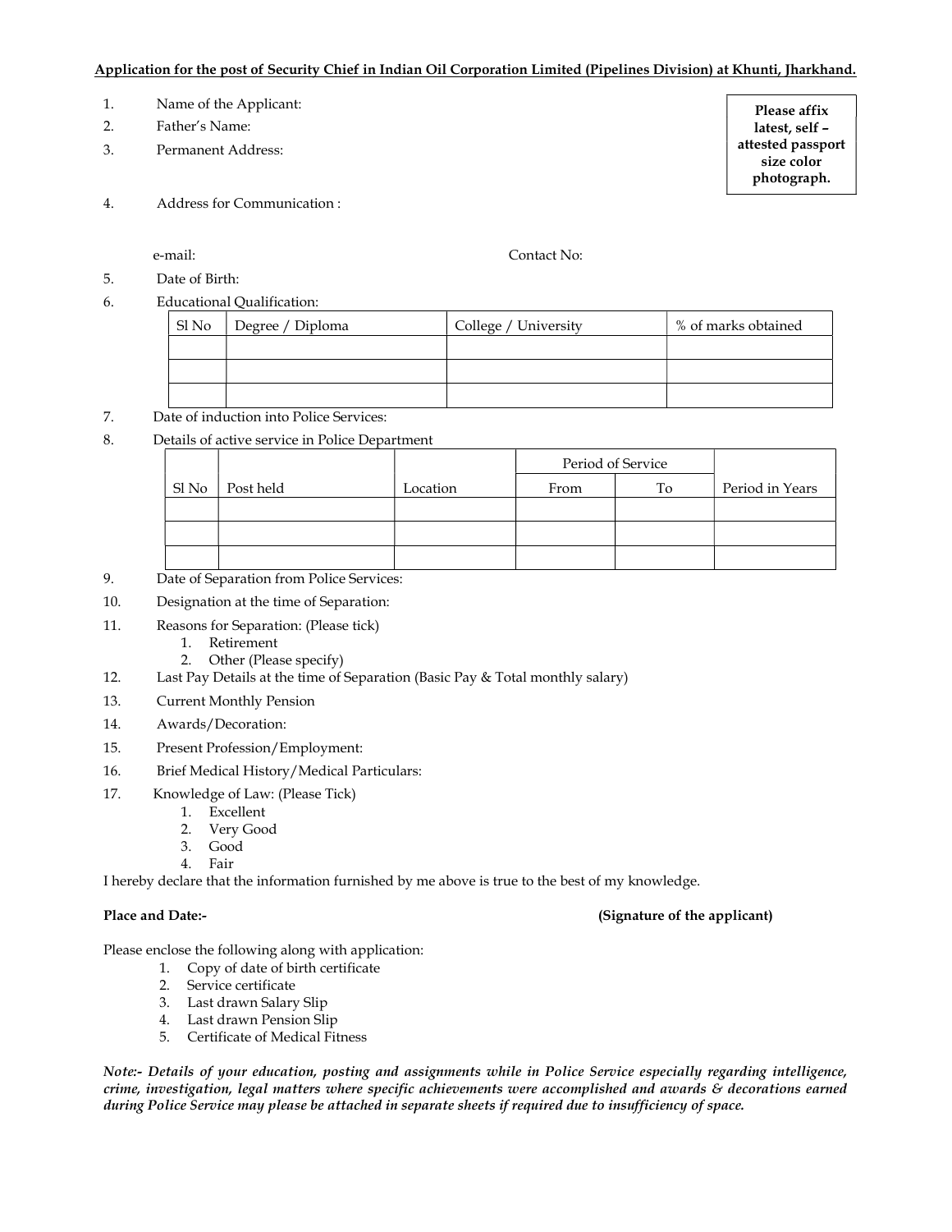**Application for the post of Security Chief in Indian Oil Corporation Limited (Pipelines Division) at Khunti, Jharkhand.**

**Please affix latest, self – attested passport size color photograph.**

1. Name of the Applicant:
2. Father's Name:
3. Permanent Address:

4. Address for Communication :

   e-mail: Contact No:

5. Date of Birth:
6. Educational Qualification:

| Sl No | Degree / Diploma | College / University | % of marks obtained |
|---|---|---|---|
| | | | |
| | | | |
| | | | |

7. Date of induction into Police Services:
8. Details of active service in Police Department

| Sl No | Post held | Location | Period of Service | | Period in Years |
|---|---|---|---|---|---|
| | | | From | To | |
| | | | | | |
| | | | | | |
| | | | | | |

9. Date of Separation from Police Services:
10. Designation at the time of Separation:
11. Reasons for Separation: (Please tick)
    1. Retirement
    2. Other (Please specify)
12. Last Pay Details at the time of Separation (Basic Pay & Total monthly salary)
13. Current Monthly Pension
14. Awards/Decoration:
15. Present Profession/Employment:
16. Brief Medical History/Medical Particulars:
17. Knowledge of Law: (Please Tick)
    1. Excellent
    2. Very Good
    3. Good
    4. Fair

I hereby declare that the information furnished by me above is true to the best of my knowledge.

**Place and Date:-** **(Signature of the applicant)**

Please enclose the following along with application:

1. Copy of date of birth certificate
2. Service certificate
3. Last drawn Salary Slip
4. Last drawn Pension Slip
5. Certificate of Medical Fitness

***Note:- Details of your education, posting and assignments while in Police Service especially regarding intelligence, crime, investigation, legal matters where specific achievements were accomplished and awards & decorations earned during Police Service may please be attached in separate sheets if required due to insufficiency of space.***